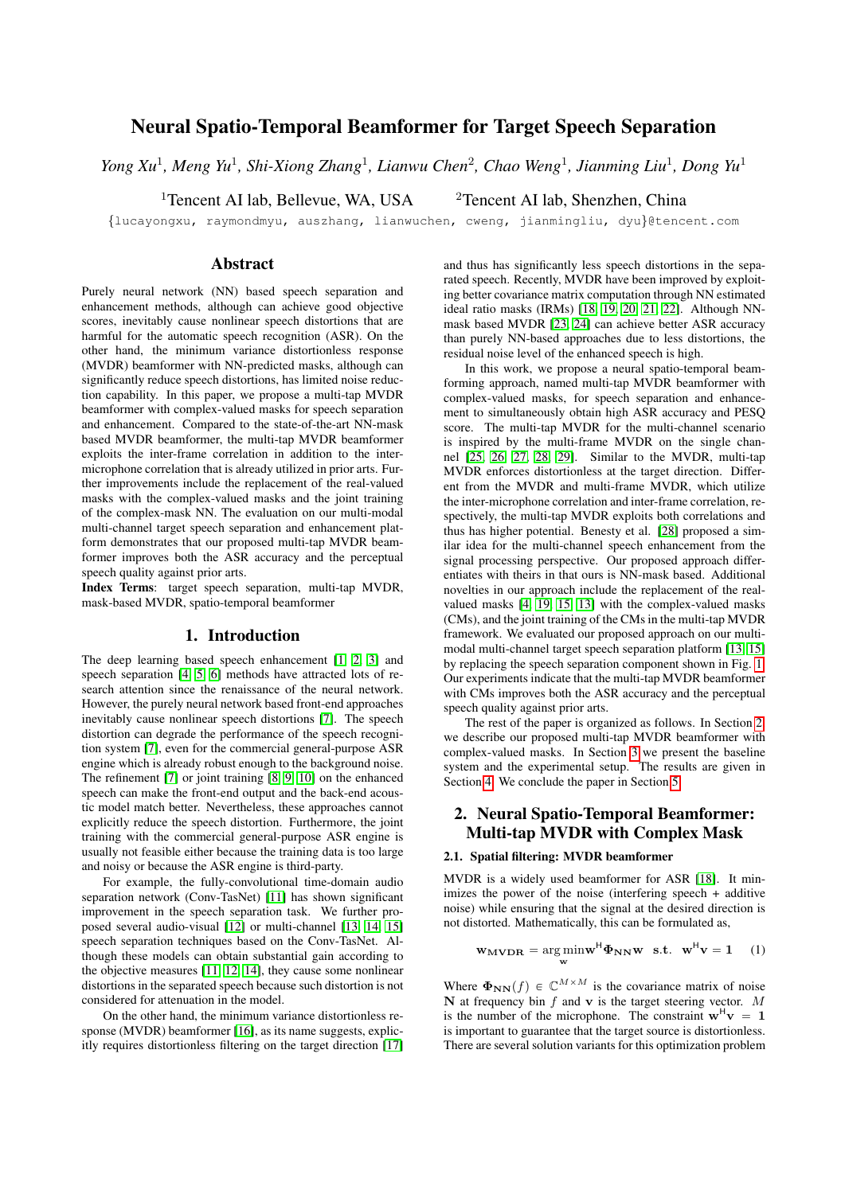# Neural Spatio-Temporal Beamformer for Target Speech Separation

*Yong Xu*[1], *Meng Yu*[1], *Shi-Xiong Zhang*[1], *Lianwu Chen*[2], *Chao Weng*[1], *Jianming Liu*[1], *Dong Yu*[1]

[1]Tencent AI lab, Bellevue, WA, USA [2]Tencent AI lab, Shenzhen, China

{lucayongxu, raymondmyu, auszhang, lianwuchen, cweng, jianmingliu, dyu}@tencent.com

## Abstract

Purely neural network (NN) based speech separation and enhancement methods, although can achieve good objective scores, inevitably cause nonlinear speech distortions that are harmful for the automatic speech recognition (ASR). On the other hand, the minimum variance distortionless response (MVDR) beamformer with NN-predicted masks, although can significantly reduce speech distortions, has limited noise reduction capability. In this paper, we propose a multi-tap MVDR beamformer with complex-valued masks for speech separation and enhancement. Compared to the state-of-the-art NN-mask based MVDR beamformer, the multi-tap MVDR beamformer exploits the inter-frame correlation in addition to the inter-microphone correlation that is already utilized in prior arts. Further improvements include the replacement of the real-valued masks with the complex-valued masks and the joint training of the complex-mask NN. The evaluation on our multi-modal multi-channel target speech separation and enhancement platform demonstrates that our proposed multi-tap MVDR beamformer improves both the ASR accuracy and the perceptual speech quality against prior arts.

**Index Terms**: target speech separation, multi-tap MVDR, mask-based MVDR, spatio-temporal beamformer

## 1. Introduction

The deep learning based speech enhancement [1, 2, 3] and speech separation [4, 5, 6] methods have attracted lots of research attention since the renaissance of the neural network. However, the purely neural network based front-end approaches inevitably cause nonlinear speech distortions [7]. The speech distortion can degrade the performance of the speech recognition system [7], even for the commercial general-purpose ASR engine which is already robust enough to the background noise. The refinement [7] or joint training [8, 9, 10] on the enhanced speech can make the front-end output and the back-end acoustic model match better. Nevertheless, these approaches cannot explicitly reduce the speech distortion. Furthermore, the joint training with the commercial general-purpose ASR engine is usually not feasible either because the training data is too large and noisy or because the ASR engine is third-party.

For example, the fully-convolutional time-domain audio separation network (Conv-TasNet) [11] has shown significant improvement in the speech separation task. We further proposed several audio-visual [12] or multi-channel [13, 14, 15] speech separation techniques based on the Conv-TasNet. Although these models can obtain substantial gain according to the objective measures [11, 12, 14], they cause some nonlinear distortions in the separated speech because such distortion is not considered for attenuation in the model.

On the other hand, the minimum variance distortionless response (MVDR) beamformer [16], as its name suggests, explicitly requires distortionless filtering on the target direction [17] and thus has significantly less speech distortions in the separated speech. Recently, MVDR have been improved by exploiting better covariance matrix computation through NN estimated ideal ratio masks (IRMs) [18, 19, 20, 21, 22]. Although NN-mask based MVDR [23, 24] can achieve better ASR accuracy than purely NN-based approaches due to less distortions, the residual noise level of the enhanced speech is high.

In this work, we propose a neural spatio-temporal beamforming approach, named multi-tap MVDR beamformer with complex-valued masks, for speech separation and enhancement to simultaneously obtain high ASR accuracy and PESQ score. The multi-tap MVDR for the multi-channel scenario is inspired by the multi-frame MVDR on the single channel [25, 26, 27, 28, 29]. Similar to the MVDR, multi-tap MVDR enforces distortionless at the target direction. Different from the MVDR and multi-frame MVDR, which utilize the inter-microphone correlation and inter-frame correlation, respectively, the multi-tap MVDR exploits both correlations and thus has higher potential. Benesty et al. [28] proposed a similar idea for the multi-channel speech enhancement from the signal processing perspective. Our proposed approach differentiates with theirs in that ours is NN-mask based. Additional novelties in our approach include the replacement of the real-valued masks [4, 19, 15, 13] with the complex-valued masks (CMs), and the joint training of the CMs in the multi-tap MVDR framework. We evaluated our proposed approach on our multi-modal multi-channel target speech separation platform [13, 15] by replacing the speech separation component shown in Fig. 1. Our experiments indicate that the multi-tap MVDR beamformer with CMs improves both the ASR accuracy and the perceptual speech quality against prior arts.

The rest of the paper is organized as follows. In Section 2, we describe our proposed multi-tap MVDR beamformer with complex-valued masks. In Section 3 we present the baseline system and the experimental setup. The results are given in Section 4. We conclude the paper in Section 5.

## 2. Neural Spatio-Temporal Beamformer: Multi-tap MVDR with Complex Mask

### 2.1. Spatial filtering: MVDR beamformer

MVDR is a widely used beamformer for ASR [18]. It minimizes the power of the noise (interfering speech + additive noise) while ensuring that the signal at the desired direction is not distorted. Mathematically, this can be formulated as,

$$\mathbf{w_{MVDR}} = \arg\min_{\mathbf{w}} \mathbf{w}^{\mathsf{H}}\mathbf{\Phi_{NN}}\mathbf{w} \quad \mathbf{s.t.} \quad \mathbf{w}^{\mathsf{H}}\mathbf{v} = \mathbf{1} \tag{1}$$

Where $\mathbf{\Phi_{NN}}(f) \in \mathbb{C}^{M \times M}$ is the covariance matrix of noise $\mathbf{N}$ at frequency bin $f$ and $\mathbf{v}$ is the target steering vector. $M$ is the number of the microphone. The constraint $\mathbf{w}^{\mathsf{H}}\mathbf{v} = \mathbf{1}$ is important to guarantee that the target source is distortionless. There are several solution variants for this optimization problem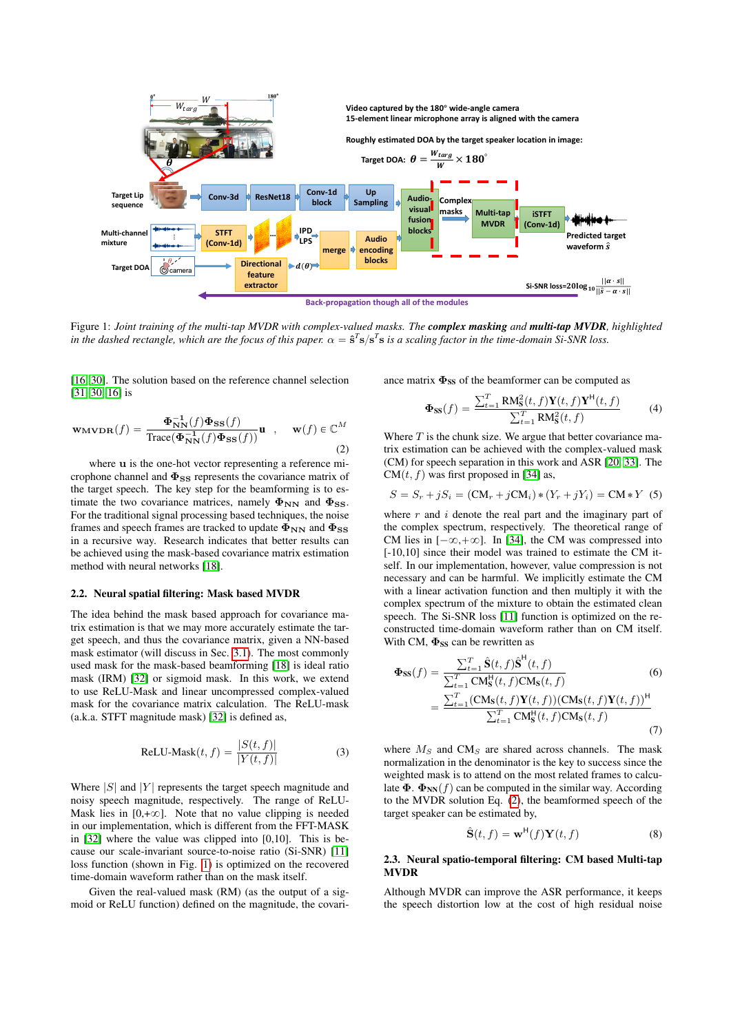Figure 1: *Joint training of the multi-tap MVDR with complex-valued masks. The* **complex masking** *and* **multi-tap MVDR***, highlighted in the dashed rectangle, which are the focus of this paper.* $\alpha = \hat{\mathbf{s}}^T\mathbf{s}/\mathbf{s}^T\mathbf{s}$ *is a scaling factor in the time-domain Si-SNR loss.*

[16, 30]. The solution based on the reference channel selection [31, 30, 16] is

$$\mathbf{w}_{\text{MVDR}}(f) = \frac{\mathbf{\Phi}_{\mathbf{NN}}^{-1}(f)\mathbf{\Phi}_{\mathbf{SS}}(f)}{\text{Trace}(\mathbf{\Phi}_{\mathbf{NN}}^{-1}(f)\mathbf{\Phi}_{\mathbf{SS}}(f))}\mathbf{u}, \quad \mathbf{w}(f) \in \mathbb{C}^M \tag{2}$$

where $\mathbf{u}$ is the one-hot vector representing a reference microphone channel and $\mathbf{\Phi}_{\mathbf{SS}}$ represents the covariance matrix of the target speech. The key step for the beamforming is to estimate the two covariance matrices, namely $\mathbf{\Phi}_{\mathbf{NN}}$ and $\mathbf{\Phi}_{\mathbf{SS}}$. For the traditional signal processing based techniques, the noise frames and speech frames are tracked to update $\mathbf{\Phi}_{\mathbf{NN}}$ and $\mathbf{\Phi}_{\mathbf{SS}}$ in a recursive way. Research indicates that better results can be achieved using the mask-based covariance matrix estimation method with neural networks [18].

### 2.2. Neural spatial filtering: Mask based MVDR

The idea behind the mask based approach for covariance matrix estimation is that we may more accurately estimate the target speech, and thus the covariance matrix, given a NN-based mask estimator (will discuss in Sec. 3.1). The most commonly used mask for the mask-based beamforming [18] is ideal ratio mask (IRM) [32] or sigmoid mask. In this work, we extend to use ReLU-Mask and linear uncompressed complex-valued mask for the covariance matrix calculation. The ReLU-mask (a.k.a. STFT magnitude mask) [32] is defined as,

$$\text{ReLU-Mask}(t, f) = \frac{|S(t, f)|}{|Y(t, f)|} \tag{3}$$

Where $|S|$ and $|Y|$ represents the target speech magnitude and noisy speech magnitude, respectively. The range of ReLU-Mask lies in [0,+$\infty$]. Note that no value clipping is needed in our implementation, which is different from the FFT-MASK in [32] where the value was clipped into [0,10]. This is because our scale-invariant source-to-noise ratio (Si-SNR) [11] loss function (shown in Fig. 1) is optimized on the recovered time-domain waveform rather than on the mask itself.

Given the real-valued mask (RM) (as the output of a sigmoid or ReLU function) defined on the magnitude, the covariance matrix $\mathbf{\Phi}_{\mathbf{SS}}$ of the beamformer can be computed as

$$\mathbf{\Phi}_{\mathbf{SS}}(f) = \frac{\sum_{t=1}^{T} \text{RM}_{\mathbf{S}}^2(t, f)\mathbf{Y}(t, f)\mathbf{Y}^{\mathsf{H}}(t, f)}{\sum_{t=1}^{T} \text{RM}_{\mathbf{S}}^2(t, f)} \tag{4}$$

Where $T$ is the chunk size. We argue that better covariance matrix estimation can be achieved with the complex-valued mask (CM) for speech separation in this work and ASR [20, 33]. The CM$(t, f)$ was first proposed in [34] as,

$$S = S_r + jS_i = (\text{CM}_r + j\text{CM}_i) * (Y_r + jY_i) = \text{CM} * Y \tag{5}$$

where $r$ and $i$ denote the real part and the imaginary part of the complex spectrum, respectively. The theoretical range of CM lies in [$-\infty$,+$\infty$]. In [34], the CM was compressed into [-10,10] since their model was trained to estimate the CM itself. In our implementation, however, value compression is not necessary and can be harmful. We implicitly estimate the CM with a linear activation function and then multiply it with the complex spectrum of the mixture to obtain the estimated clean speech. The Si-SNR loss [11] function is optimized on the reconstructed time-domain waveform rather than on CM itself. With CM, $\mathbf{\Phi}_{\mathbf{SS}}$ can be rewritten as

$$\mathbf{\Phi}_{\mathbf{SS}}(f) = \frac{\sum_{t=1}^{T} \hat{\mathbf{S}}(t, f)\hat{\mathbf{S}}^{\mathsf{H}}(t, f)}{\sum_{t=1}^{T} \text{CM}_{\mathbf{S}}^{\mathsf{H}}(t, f)\text{CM}_{\mathbf{S}}(t, f)} \tag{6}$$

$$= \frac{\sum_{t=1}^{T} (\text{CM}_{\mathbf{S}}(t, f)\mathbf{Y}(t, f))(\text{CM}_{\mathbf{S}}(t, f)\mathbf{Y}(t, f))^{\mathsf{H}}}{\sum_{t=1}^{T} \text{CM}_{\mathbf{S}}^{\mathsf{H}}(t, f)\text{CM}_{\mathbf{S}}(t, f)} \tag{7}$$

where $M_S$ and $\text{CM}_S$ are shared across channels. The mask normalization in the denominator is the key to success since the weighted mask is to attend on the most related frames to calculate $\mathbf{\Phi}$. $\mathbf{\Phi}_{\mathbf{NN}}(f)$ can be computed in the similar way. According to the MVDR solution Eq. (2), the beamformed speech of the target speaker can be estimated by,

$$\hat{\mathbf{S}}(t, f) = \mathbf{w}^{\mathsf{H}}(f)\mathbf{Y}(t, f) \tag{8}$$

### 2.3. Neural spatio-temporal filtering: CM based Multi-tap MVDR

Although MVDR can improve the ASR performance, it keeps the speech distortion low at the cost of high residual noise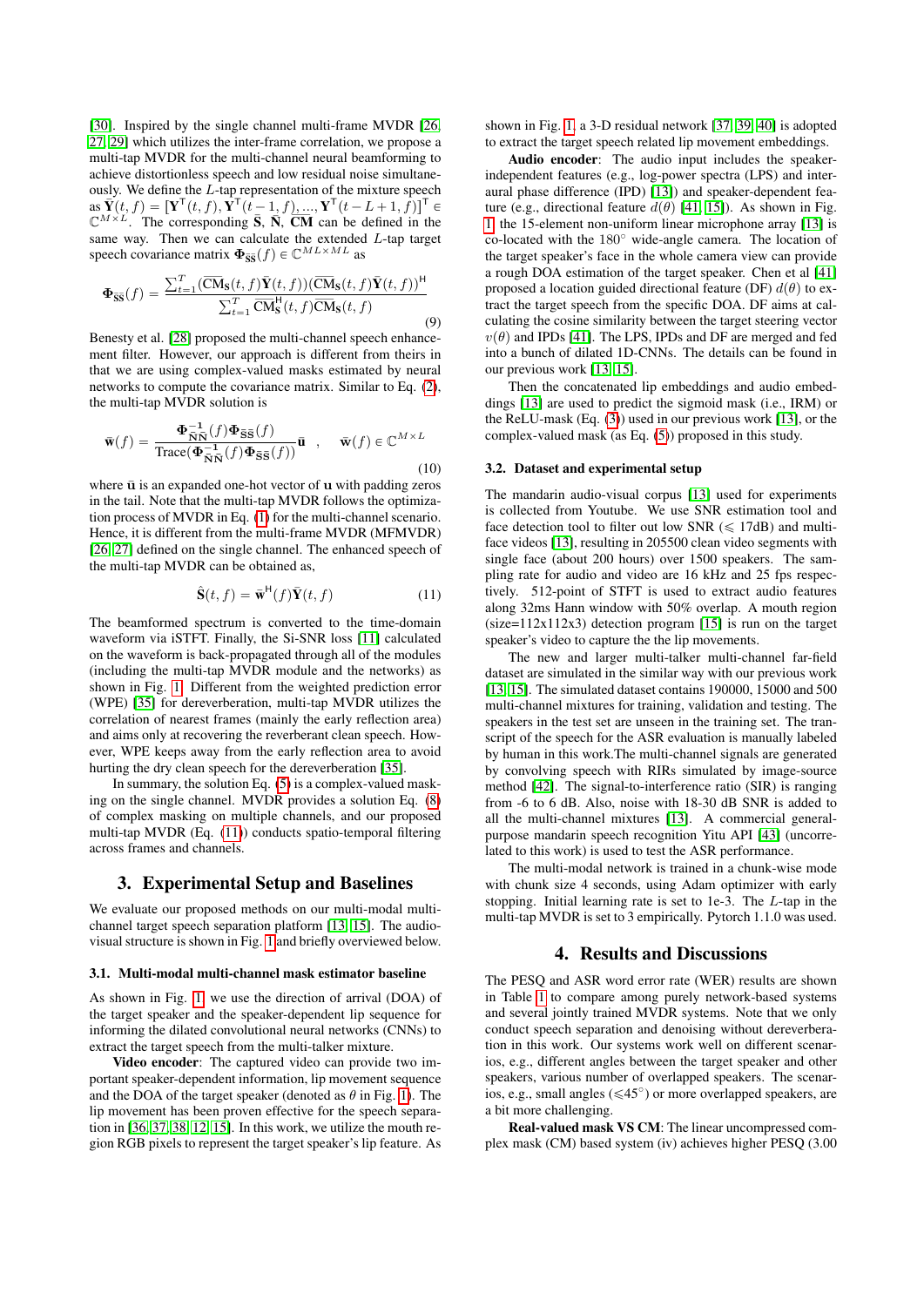[30]. Inspired by the single channel multi-frame MVDR [26, 27, 29] which utilizes the inter-frame correlation, we propose a multi-tap MVDR for the multi-channel neural beamforming to achieve distortionless speech and low residual noise simultaneously. We define the $L$-tap representation of the mixture speech as $\bar{\mathbf{Y}}(t,f) = [\mathbf{Y}^\mathsf{T}(t,f), \mathbf{Y}^\mathsf{T}(t-1,f), ..., \mathbf{Y}^\mathsf{T}(t-L+1,f)]^\mathsf{T} \in \mathbb{C}^{M \times L}$. The corresponding $\bar{\mathbf{S}}$, $\bar{\mathbf{N}}$, $\overline{\mathbf{CM}}$ can be defined in the same way. Then we can calculate the extended $L$-tap target speech covariance matrix $\mathbf{\Phi}_{\bar{\mathbf{S}}\bar{\mathbf{S}}}(f) \in \mathbb{C}^{ML \times ML}$ as

$$\mathbf{\Phi}_{\bar{\mathbf{S}}\bar{\mathbf{S}}}(f) = \frac{\sum_{t=1}^{T} (\overline{\mathbf{CM}}_\mathbf{S}(t,f)\bar{\mathbf{Y}}(t,f))(\overline{\mathbf{CM}}_\mathbf{S}(t,f)\bar{\mathbf{Y}}(t,f))^\mathsf{H}}{\sum_{t=1}^{T} \overline{\mathbf{CM}}_\mathbf{S}^\mathsf{H}(t,f)\overline{\mathbf{CM}}_\mathbf{S}(t,f)} \tag{9}$$

Benesty et al. [28] proposed the multi-channel speech enhancement filter. However, our approach is different from theirs in that we are using complex-valued masks estimated by neural networks to compute the covariance matrix. Similar to Eq. (2), the multi-tap MVDR solution is

$$\bar{\mathbf{w}}(f) = \frac{\mathbf{\Phi}_{\bar{\mathbf{N}}\bar{\mathbf{N}}}^{-1}(f)\mathbf{\Phi}_{\bar{\mathbf{S}}\bar{\mathbf{S}}}(f)}{\mathrm{Trace}(\mathbf{\Phi}_{\bar{\mathbf{N}}\bar{\mathbf{N}}}^{-1}(f)\mathbf{\Phi}_{\bar{\mathbf{S}}\bar{\mathbf{S}}}(f))}\bar{\mathbf{u}} \quad , \quad \bar{\mathbf{w}}(f) \in \mathbb{C}^{M \times L} \tag{10}$$

where $\bar{\mathbf{u}}$ is an expanded one-hot vector of $\mathbf{u}$ with padding zeros in the tail. Note that the multi-tap MVDR follows the optimization process of MVDR in Eq. (1) for the multi-channel scenario. Hence, it is different from the multi-frame MVDR (MFMVDR) [26, 27] defined on the single channel. The enhanced speech of the multi-tap MVDR can be obtained as,

$$\hat{\mathbf{S}}(t,f) = \bar{\mathbf{w}}^\mathsf{H}(f)\bar{\mathbf{Y}}(t,f) \tag{11}$$

The beamformed spectrum is converted to the time-domain waveform via iSTFT. Finally, the Si-SNR loss [11] calculated on the waveform is back-propagated through all of the modules (including the multi-tap MVDR module and the networks) as shown in Fig. 1. Different from the weighted prediction error (WPE) [35] for dereverberation, multi-tap MVDR utilizes the correlation of nearest frames (mainly the early reflection area) and aims only at recovering the reverberant clean speech. However, WPE keeps away from the early reflection area to avoid hurting the dry clean speech for the dereverberation [35].

In summary, the solution Eq. (5) is a complex-valued masking on the single channel. MVDR provides a solution Eq. (8) of complex masking on multiple channels, and our proposed multi-tap MVDR (Eq. (11)) conducts spatio-temporal filtering across frames and channels.

# 3. Experimental Setup and Baselines

We evaluate our proposed methods on our multi-modal multi-channel target speech separation platform [13, 15]. The audio-visual structure is shown in Fig. 1 and briefly overviewed below.

## 3.1. Multi-modal multi-channel mask estimator baseline

As shown in Fig. 1, we use the direction of arrival (DOA) of the target speaker and the speaker-dependent lip sequence for informing the dilated convolutional neural networks (CNNs) to extract the target speech from the multi-talker mixture.

**Video encoder**: The captured video can provide two important speaker-dependent information, lip movement sequence and the DOA of the target speaker (denoted as $\theta$ in Fig. 1). The lip movement has been proven effective for the speech separation in [36, 37, 38, 12, 15]. In this work, we utilize the mouth region RGB pixels to represent the target speaker's lip feature. As shown in Fig. 1, a 3-D residual network [37, 39, 40] is adopted to extract the target speech related lip movement embeddings.

**Audio encoder**: The audio input includes the speaker-independent features (e.g., log-power spectra (LPS) and interaural phase difference (IPD) [13]) and speaker-dependent feature (e.g., directional feature $d(\theta)$ [41, 15]). As shown in Fig. 1, the 15-element non-uniform linear microphone array [13] is co-located with the 180° wide-angle camera. The location of the target speaker's face in the whole camera view can provide a rough DOA estimation of the target speaker. Chen et al [41] proposed a location guided directional feature (DF) $d(\theta)$ to extract the target speech from the specific DOA. DF aims at calculating the cosine similarity between the target steering vector $v(\theta)$ and IPDs [41]. The LPS, IPDs and DF are merged and fed into a bunch of dilated 1D-CNNs. The details can be found in our previous work [13, 15].

Then the concatenated lip embeddings and audio embeddings [13] are used to predict the sigmoid mask (i.e., IRM) or the ReLU-mask (Eq. (3)) used in our previous work [13], or the complex-valued mask (as Eq. (5)) proposed in this study.

## 3.2. Dataset and experimental setup

The mandarin audio-visual corpus [13] used for experiments is collected from Youtube. We use SNR estimation tool and face detection tool to filter out low SNR ($\leqslant$ 17dB) and multi-face videos [13], resulting in 205500 clean video segments with single face (about 200 hours) over 1500 speakers. The sampling rate for audio and video are 16 kHz and 25 fps respectively. 512-point of STFT is used to extract audio features along 32ms Hann window with 50% overlap. A mouth region (size=112x112x3) detection program [15] is run on the target speaker's video to capture the the lip movements.

The new and larger multi-talker multi-channel far-field dataset are simulated in the similar way with our previous work [13, 15]. The simulated dataset contains 190000, 15000 and 500 multi-channel mixtures for training, validation and testing. The speakers in the test set are unseen in the training set. The transcript of the speech for the ASR evaluation is manually labeled by human in this work.The multi-channel signals are generated by convolving speech with RIRs simulated by image-source method [42]. The signal-to-interference ratio (SIR) is ranging from -6 to 6 dB. Also, noise with 18-30 dB SNR is added to all the multi-channel mixtures [13]. A commercial general-purpose mandarin speech recognition Yitu API [43] (uncorrelated to this work) is used to test the ASR performance.

The multi-modal network is trained in a chunk-wise mode with chunk size 4 seconds, using Adam optimizer with early stopping. Initial learning rate is set to 1e-3. The $L$-tap in the multi-tap MVDR is set to 3 empirically. Pytorch 1.1.0 was used.

# 4. Results and Discussions

The PESQ and ASR word error rate (WER) results are shown in Table 1 to compare among purely network-based systems and several jointly trained MVDR systems. Note that we only conduct speech separation and denoising without dereverberation in this work. Our systems work well on different scenarios, e.g., different angles between the target speaker and other speakers, various number of overlapped speakers. The scenarios, e.g., small angles ($\leqslant$45°) or more overlapped speakers, are a bit more challenging.

**Real-valued mask VS CM**: The linear uncompressed complex mask (CM) based system (iv) achieves higher PESQ (3.00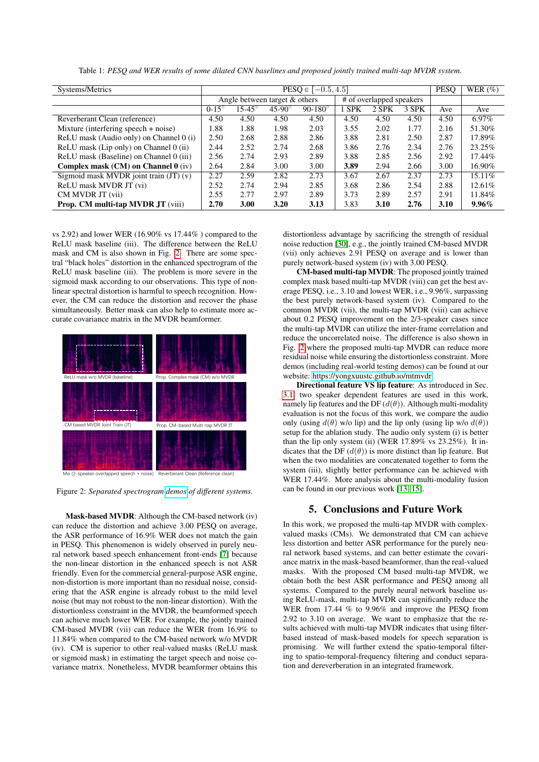Table 1: *PESQ and WER results of some dilated CNN baselines and proposed jointly trained multi-tap MVDR system.*

| Systems/Metrics | PESQ $\in [-0.5, 4.5]$ | | | | | | | PESQ | WER (%) |
|---|---|---|---|---|---|---|---|---|---|
| | Angle between target & others | | | | # of overlapped speakers | | | | |
| | 0-15° | 15-45° | 45-90° | 90-180° | 1 SPK | 2 SPK | 3 SPK | Ave | Ave |
| Reverberant Clean (reference) | 4.50 | 4.50 | 4.50 | 4.50 | 4.50 | 4.50 | 4.50 | 4.50 | 6.97% |
| Mixture (interfering speech + noise) | 1.88 | 1.88 | 1.98 | 2.03 | 3.55 | 2.02 | 1.77 | 2.16 | 51.30% |
| ReLU mask (Audio only) on Channel 0 (i) | 2.50 | 2.68 | 2.88 | 2.86 | 3.88 | 2.81 | 2.50 | 2.87 | 17.89% |
| ReLU mask (Lip only) on Channel 0 (ii) | 2.44 | 2.52 | 2.74 | 2.68 | 3.86 | 2.76 | 2.34 | 2.76 | 23.25% |
| ReLU mask (Baseline) on Channel 0 (iii) | 2.56 | 2.74 | 2.93 | 2.89 | 3.88 | 2.85 | 2.56 | 2.92 | 17.44% |
| **Complex mask (CM) on Channel 0** (iv) | 2.64 | 2.84 | 3.00 | 3.00 | **3.89** | 2.94 | 2.66 | 3.00 | 16.90% |
| Sigmoid mask MVDR joint train (JT) (v) | 2.27 | 2.59 | 2.82 | 2.73 | 3.67 | 2.67 | 2.37 | 2.73 | 15.11% |
| ReLU mask MVDR JT (vi) | 2.52 | 2.74 | 2.94 | 2.85 | 3.68 | 2.86 | 2.54 | 2.88 | 12.61% |
| CM MVDR JT (vii) | 2.55 | 2.77 | 2.97 | 2.89 | 3.73 | 2.89 | 2.57 | 2.91 | 11.84% |
| **Prop. CM multi-tap MVDR JT** (viii) | **2.70** | **3.00** | **3.20** | **3.13** | 3.83 | **3.10** | **2.76** | **3.10** | **9.96%** |

vs 2.92) and lower WER (16.90% vs 17.44% ) compared to the ReLU mask baseline (iii). The difference between the ReLU mask and CM is also shown in Fig. 2. There are some spectral "black holes" distortion in the enhanced spectrogram of the ReLU mask baseline (iii). The problem is more severe in the sigmoid mask according to our observations. This type of non-linear spectral distortion is harmful to speech recognition. However, the CM can reduce the distortion and recover the phase simultaneously. Better mask can also help to estimate more accurate covariance matrix in the MVDR beamformer.

Figure 2: *Separated spectrogram demos of different systems.*

**Mask-based MVDR**: Although the CM-based network (iv) can reduce the distortion and achieve 3.00 PESQ on average, the ASR performance of 16.9% WER does not match the gain in PESQ. This phenomenon is widely observed in purely neural network based speech enhancement front-ends [7] because the non-linear distortion in the enhanced speech is not ASR friendly. Even for the commercial general-purpose ASR engine, non-distortion is more important than no residual noise, considering that the ASR engine is already robust to the mild level noise (but may not robust to the non-linear distortion). With the distortionless constraint in the MVDR, the beamformed speech can achieve much lower WER. For example, the jointly trained CM-based MVDR (vii) can reduce the WER from 16.9% to 11.84% when compared to the CM-based network w/o MVDR (iv). CM is superior to other real-valued masks (ReLU mask or sigmoid mask) in estimating the target speech and noise covariance matrix. Nonetheless, MVDR beamformer obtains this distortionless advantage by sacrificing the strength of residual noise reduction [30], e.g., the jointly trained CM-based MVDR (vii) only achieves 2.91 PESQ on average and is lower than purely network-based system (iv) with 3.00 PESQ.

**CM-based multi-tap MVDR**: The proposed jointly trained complex mask based multi-tap MVDR (viii) can get the best average PESQ, i.e., 3.10 and lowest WER, i.e., 9.96%, surpassing the best purely network-based system (iv). Compared to the common MVDR (vii), the multi-tap MVDR (viii) can achieve about 0.2 PESQ improvement on the 2/3-speaker cases since the multi-tap MVDR can utilize the inter-frame correlation and reduce the uncorrelated noise. The difference is also shown in Fig. 2 where the proposed multi-tap MVDR can reduce more residual noise while ensuring the distortionless constraint. More demos (including real-world testing demos) can be found at our website: https://yongxuustc.github.io/mtmvdr

**Directional feature VS lip feature**: As introduced in Sec. 3.1, two speaker dependent features are used in this work, namely lip features and the DF ($d(\theta)$). Although multi-modality evaluation is not the focus of this work, we compare the audio only (using $d(\theta)$ w/o lip) and the lip only (using lip w/o $d(\theta)$) setup for the ablation study. The audio only system (i) is better than the lip only system (ii) (WER 17.89% vs 23.25%). It indicates that the DF ($d(\theta)$) is more distinct than lip feature. But when the two modalities are concatenated together to form the system (iii), slightly better performance can be achieved with WER 17.44%. More analysis about the multi-modality fusion can be found in our previous work [13, 15].

## 5. Conclusions and Future Work

In this work, we proposed the multi-tap MVDR with complex-valued masks (CMs). We demonstrated that CM can achieve less distortion and better ASR performance for the purely neural network based systems, and can better estimate the covariance matrix in the mask-based beamformer, than the real-valued masks. With the proposed CM based multi-tap MVDR, we obtain both the best ASR performance and PESQ among all systems. Compared to the purely neural network baseline using ReLU-mask, multi-tap MVDR can significantly reduce the WER from 17.44 % to 9.96% and improve the PESQ from 2.92 to 3.10 on average. We want to emphasize that the results achieved with multi-tap MVDR indicates that using filter-based instead of mask-based models for speech separation is promising. We will further extend the spatio-temporal filtering to spatio-temporal-frequency filtering and conduct separation and dereverberation in an integrated framework.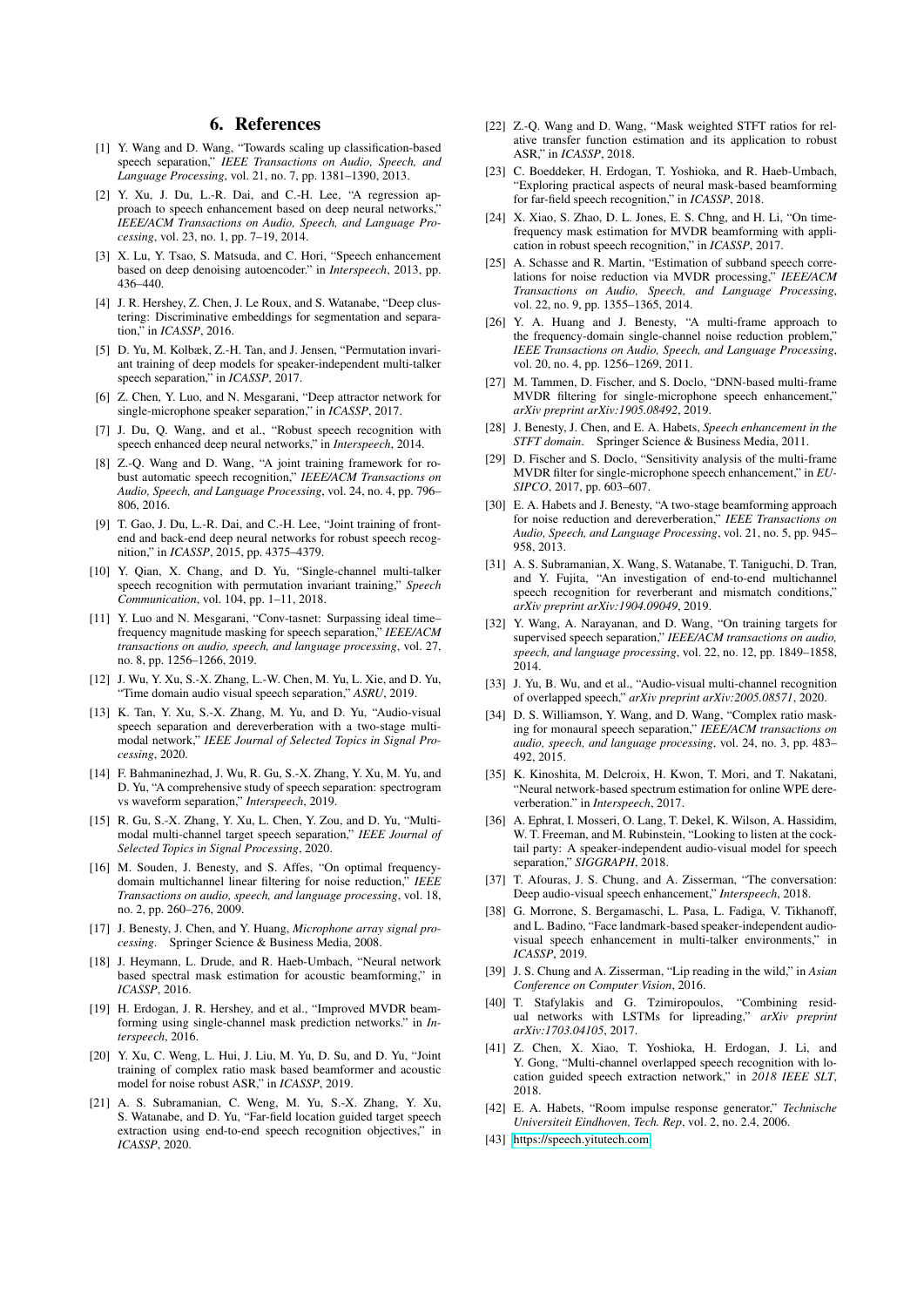## 6. References

[1] Y. Wang and D. Wang, "Towards scaling up classification-based speech separation," *IEEE Transactions on Audio, Speech, and Language Processing*, vol. 21, no. 7, pp. 1381–1390, 2013.

[2] Y. Xu, J. Du, L.-R. Dai, and C.-H. Lee, "A regression approach to speech enhancement based on deep neural networks," *IEEE/ACM Transactions on Audio, Speech, and Language Processing*, vol. 23, no. 1, pp. 7–19, 2014.

[3] X. Lu, Y. Tsao, S. Matsuda, and C. Hori, "Speech enhancement based on deep denoising autoencoder." in *Interspeech*, 2013, pp. 436–440.

[4] J. R. Hershey, Z. Chen, J. Le Roux, and S. Watanabe, "Deep clustering: Discriminative embeddings for segmentation and separation," in *ICASSP*, 2016.

[5] D. Yu, M. Kolbæk, Z.-H. Tan, and J. Jensen, "Permutation invariant training of deep models for speaker-independent multi-talker speech separation," in *ICASSP*, 2017.

[6] Z. Chen, Y. Luo, and N. Mesgarani, "Deep attractor network for single-microphone speaker separation," in *ICASSP*, 2017.

[7] J. Du, Q. Wang, and et al., "Robust speech recognition with speech enhanced deep neural networks," in *Interspeech*, 2014.

[8] Z.-Q. Wang and D. Wang, "A joint training framework for robust automatic speech recognition," *IEEE/ACM Transactions on Audio, Speech, and Language Processing*, vol. 24, no. 4, pp. 796–806, 2016.

[9] T. Gao, J. Du, L.-R. Dai, and C.-H. Lee, "Joint training of front-end and back-end deep neural networks for robust speech recognition," in *ICASSP*, 2015, pp. 4375–4379.

[10] Y. Qian, X. Chang, and D. Yu, "Single-channel multi-talker speech recognition with permutation invariant training," *Speech Communication*, vol. 104, pp. 1–11, 2018.

[11] Y. Luo and N. Mesgarani, "Conv-tasnet: Surpassing ideal time–frequency magnitude masking for speech separation," *IEEE/ACM transactions on audio, speech, and language processing*, vol. 27, no. 8, pp. 1256–1266, 2019.

[12] J. Wu, Y. Xu, S.-X. Zhang, L.-W. Chen, M. Yu, L. Xie, and D. Yu, "Time domain audio visual speech separation," *ASRU*, 2019.

[13] K. Tan, Y. Xu, S.-X. Zhang, M. Yu, and D. Yu, "Audio-visual speech separation and dereverberation with a two-stage multimodal network," *IEEE Journal of Selected Topics in Signal Processing*, 2020.

[14] F. Bahmaninezhad, J. Wu, R. Gu, S.-X. Zhang, Y. Xu, M. Yu, and D. Yu, "A comprehensive study of speech separation: spectrogram vs waveform separation," *Interspeech*, 2019.

[15] R. Gu, S.-X. Zhang, Y. Xu, L. Chen, Y. Zou, and D. Yu, "Multimodal multi-channel target speech separation," *IEEE Journal of Selected Topics in Signal Processing*, 2020.

[16] M. Souden, J. Benesty, and S. Affes, "On optimal frequency-domain multichannel linear filtering for noise reduction," *IEEE Transactions on audio, speech, and language processing*, vol. 18, no. 2, pp. 260–276, 2009.

[17] J. Benesty, J. Chen, and Y. Huang, *Microphone array signal processing*. Springer Science & Business Media, 2008.

[18] J. Heymann, L. Drude, and R. Haeb-Umbach, "Neural network based spectral mask estimation for acoustic beamforming," in *ICASSP*, 2016.

[19] H. Erdogan, J. R. Hershey, and et al., "Improved MVDR beamforming using single-channel mask prediction networks." in *Interspeech*, 2016.

[20] Y. Xu, C. Weng, L. Hui, J. Liu, M. Yu, D. Su, and D. Yu, "Joint training of complex ratio mask based beamformer and acoustic model for noise robust ASR," in *ICASSP*, 2019.

[21] A. S. Subramanian, C. Weng, M. Yu, S.-X. Zhang, Y. Xu, S. Watanabe, and D. Yu, "Far-field location guided target speech extraction using end-to-end speech recognition objectives," in *ICASSP*, 2020.

[22] Z.-Q. Wang and D. Wang, "Mask weighted STFT ratios for relative transfer function estimation and its application to robust ASR," in *ICASSP*, 2018.

[23] C. Boeddeker, H. Erdogan, T. Yoshioka, and R. Haeb-Umbach, "Exploring practical aspects of neural mask-based beamforming for far-field speech recognition," in *ICASSP*, 2018.

[24] X. Xiao, S. Zhao, D. L. Jones, E. S. Chng, and H. Li, "On time-frequency mask estimation for MVDR beamforming with application in robust speech recognition," in *ICASSP*, 2017.

[25] A. Schasse and R. Martin, "Estimation of subband speech correlations for noise reduction via MVDR processing," *IEEE/ACM Transactions on Audio, Speech, and Language Processing*, vol. 22, no. 9, pp. 1355–1365, 2014.

[26] Y. A. Huang and J. Benesty, "A multi-frame approach to the frequency-domain single-channel noise reduction problem," *IEEE Transactions on Audio, Speech, and Language Processing*, vol. 20, no. 4, pp. 1256–1269, 2011.

[27] M. Tammen, D. Fischer, and S. Doclo, "DNN-based multi-frame MVDR filtering for single-microphone speech enhancement," *arXiv preprint arXiv:1905.08492*, 2019.

[28] J. Benesty, J. Chen, and E. A. Habets, *Speech enhancement in the STFT domain*. Springer Science & Business Media, 2011.

[29] D. Fischer and S. Doclo, "Sensitivity analysis of the multi-frame MVDR filter for single-microphone speech enhancement," in *EUSIPCO*, 2017, pp. 603–607.

[30] E. A. Habets and J. Benesty, "A two-stage beamforming approach for noise reduction and dereverberation," *IEEE Transactions on Audio, Speech, and Language Processing*, vol. 21, no. 5, pp. 945–958, 2013.

[31] A. S. Subramanian, X. Wang, S. Watanabe, T. Taniguchi, D. Tran, and Y. Fujita, "An investigation of end-to-end multichannel speech recognition for reverberant and mismatch conditions," *arXiv preprint arXiv:1904.09049*, 2019.

[32] Y. Wang, A. Narayanan, and D. Wang, "On training targets for supervised speech separation," *IEEE/ACM transactions on audio, speech, and language processing*, vol. 22, no. 12, pp. 1849–1858, 2014.

[33] J. Yu, B. Wu, and et al., "Audio-visual multi-channel recognition of overlapped speech," *arXiv preprint arXiv:2005.08571*, 2020.

[34] D. S. Williamson, Y. Wang, and D. Wang, "Complex ratio masking for monaural speech separation," *IEEE/ACM transactions on audio, speech, and language processing*, vol. 24, no. 3, pp. 483–492, 2015.

[35] K. Kinoshita, M. Delcroix, H. Kwon, T. Mori, and T. Nakatani, "Neural network-based spectrum estimation for online WPE dereverberation." in *Interspeech*, 2017.

[36] A. Ephrat, I. Mosseri, O. Lang, T. Dekel, K. Wilson, A. Hassidim, W. T. Freeman, and M. Rubinstein, "Looking to listen at the cocktail party: A speaker-independent audio-visual model for speech separation," *SIGGRAPH*, 2018.

[37] T. Afouras, J. S. Chung, and A. Zisserman, "The conversation: Deep audio-visual speech enhancement," *Interspeech*, 2018.

[38] G. Morrone, S. Bergamaschi, L. Pasa, L. Fadiga, V. Tikhanoff, and L. Badino, "Face landmark-based speaker-independent audio-visual speech enhancement in multi-talker environments," in *ICASSP*, 2019.

[39] J. S. Chung and A. Zisserman, "Lip reading in the wild," in *Asian Conference on Computer Vision*, 2016.

[40] T. Stafylakis and G. Tzimiropoulos, "Combining residual networks with LSTMs for lipreading," *arXiv preprint arXiv:1703.04105*, 2017.

[41] Z. Chen, X. Xiao, T. Yoshioka, H. Erdogan, J. Li, and Y. Gong, "Multi-channel overlapped speech recognition with location guided speech extraction network," in *2018 IEEE SLT*, 2018.

[42] E. A. Habets, "Room impulse response generator," *Technische Universiteit Eindhoven, Tech. Rep*, vol. 2, no. 2.4, 2006.

[43] https://speech.yitutech.com